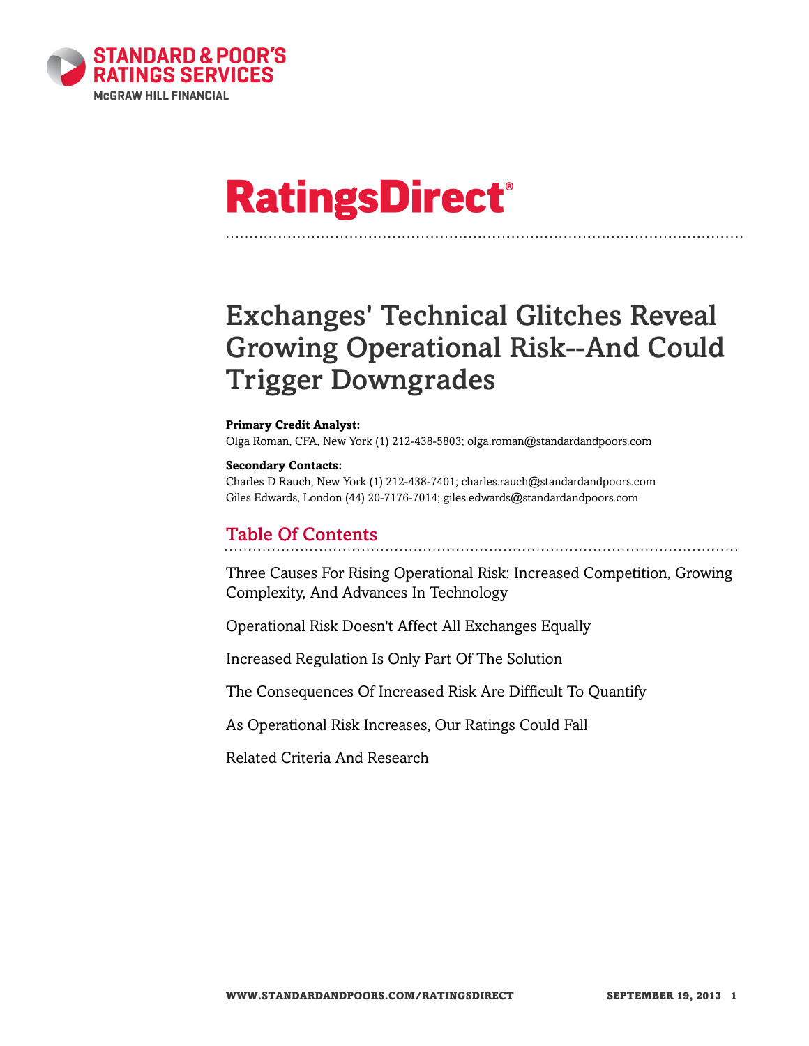STANDARD & POOR'S RATINGS SERVICES
McGRAW HILL FINANCIAL

# RatingsDirect®

# Exchanges' Technical Glitches Reveal Growing Operational Risk--And Could Trigger Downgrades

**Primary Credit Analyst:**
Olga Roman, CFA, New York (1) 212-438-5803; olga.roman@standardandpoors.com

**Secondary Contacts:**
Charles D Rauch, New York (1) 212-438-7401; charles.rauch@standardandpoors.com
Giles Edwards, London (44) 20-7176-7014; giles.edwards@standardandpoors.com

## Table Of Contents

Three Causes For Rising Operational Risk: Increased Competition, Growing Complexity, And Advances In Technology

Operational Risk Doesn't Affect All Exchanges Equally

Increased Regulation Is Only Part Of The Solution

The Consequences Of Increased Risk Are Difficult To Quantify

As Operational Risk Increases, Our Ratings Could Fall

Related Criteria And Research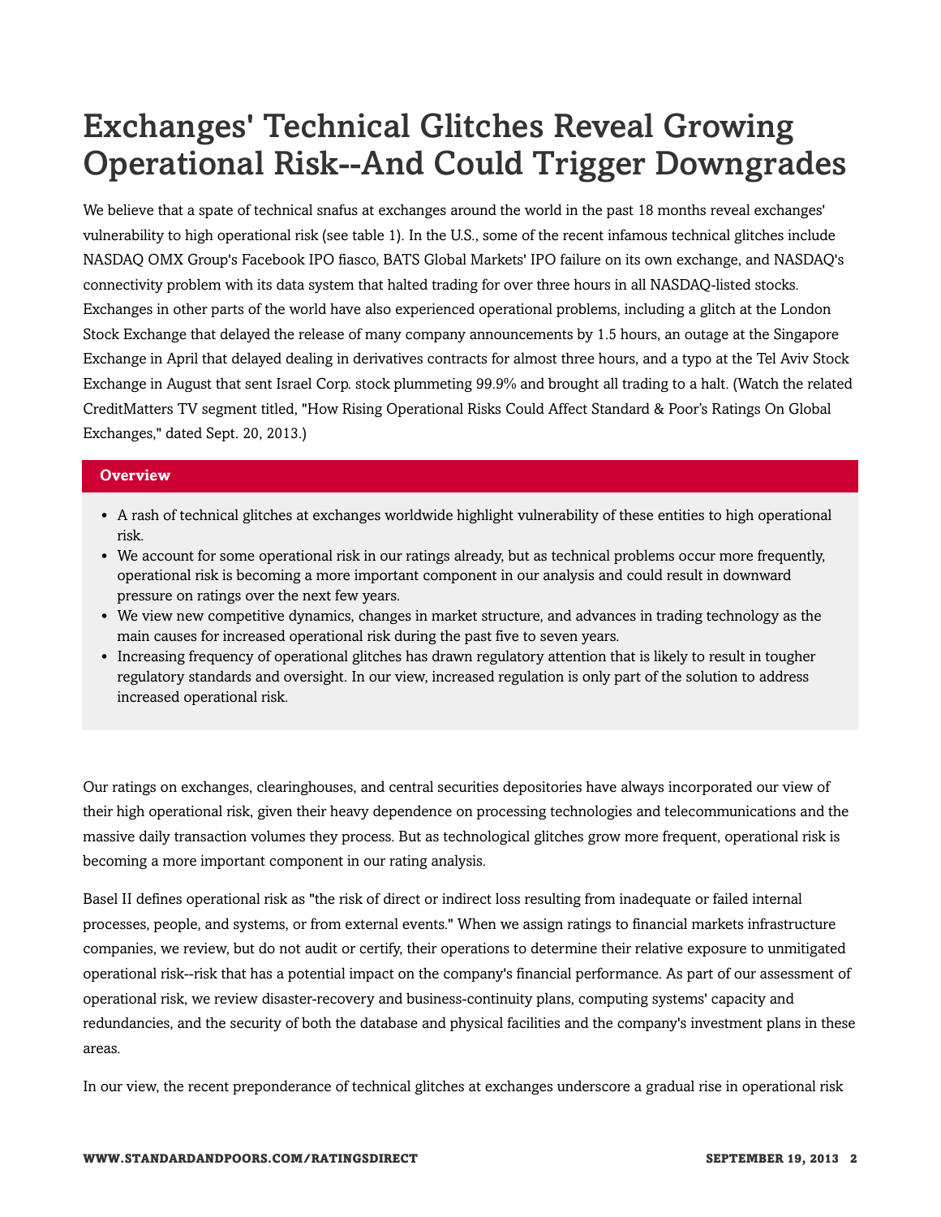# Exchanges' Technical Glitches Reveal Growing Operational Risk--And Could Trigger Downgrades

We believe that a spate of technical snafus at exchanges around the world in the past 18 months reveal exchanges' vulnerability to high operational risk (see table 1). In the U.S., some of the recent infamous technical glitches include NASDAQ OMX Group's Facebook IPO fiasco, BATS Global Markets' IPO failure on its own exchange, and NASDAQ's connectivity problem with its data system that halted trading for over three hours in all NASDAQ-listed stocks. Exchanges in other parts of the world have also experienced operational problems, including a glitch at the London Stock Exchange that delayed the release of many company announcements by 1.5 hours, an outage at the Singapore Exchange in April that delayed dealing in derivatives contracts for almost three hours, and a typo at the Tel Aviv Stock Exchange in August that sent Israel Corp. stock plummeting 99.9% and brought all trading to a halt. (Watch the related CreditMatters TV segment titled, "How Rising Operational Risks Could Affect Standard & Poor's Ratings On Global Exchanges," dated Sept. 20, 2013.)

**Overview**

- A rash of technical glitches at exchanges worldwide highlight vulnerability of these entities to high operational risk.
- We account for some operational risk in our ratings already, but as technical problems occur more frequently, operational risk is becoming a more important component in our analysis and could result in downward pressure on ratings over the next few years.
- We view new competitive dynamics, changes in market structure, and advances in trading technology as the main causes for increased operational risk during the past five to seven years.
- Increasing frequency of operational glitches has drawn regulatory attention that is likely to result in tougher regulatory standards and oversight. In our view, increased regulation is only part of the solution to address increased operational risk.

Our ratings on exchanges, clearinghouses, and central securities depositories have always incorporated our view of their high operational risk, given their heavy dependence on processing technologies and telecommunications and the massive daily transaction volumes they process. But as technological glitches grow more frequent, operational risk is becoming a more important component in our rating analysis.

Basel II defines operational risk as "the risk of direct or indirect loss resulting from inadequate or failed internal processes, people, and systems, or from external events." When we assign ratings to financial markets infrastructure companies, we review, but do not audit or certify, their operations to determine their relative exposure to unmitigated operational risk--risk that has a potential impact on the company's financial performance. As part of our assessment of operational risk, we review disaster-recovery and business-continuity plans, computing systems' capacity and redundancies, and the security of both the database and physical facilities and the company's investment plans in these areas.

In our view, the recent preponderance of technical glitches at exchanges underscore a gradual rise in operational risk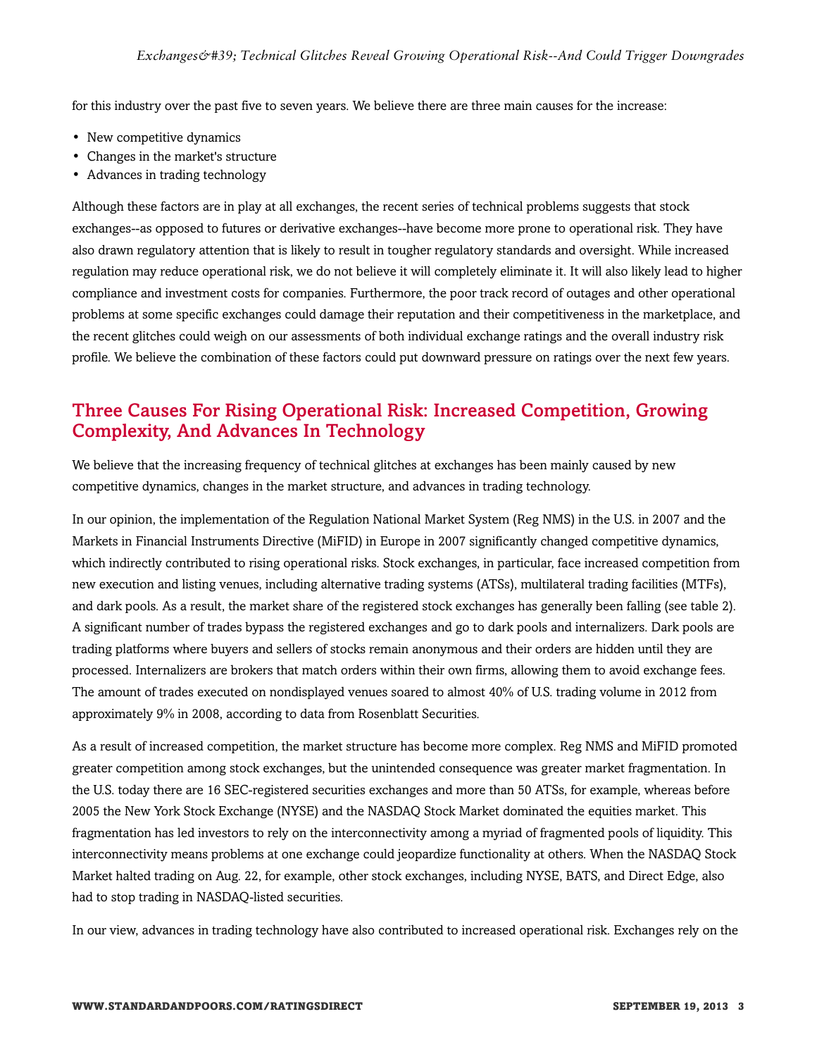for this industry over the past five to seven years. We believe there are three main causes for the increase:

- New competitive dynamics
- Changes in the market's structure
- Advances in trading technology

Although these factors are in play at all exchanges, the recent series of technical problems suggests that stock exchanges--as opposed to futures or derivative exchanges--have become more prone to operational risk. They have also drawn regulatory attention that is likely to result in tougher regulatory standards and oversight. While increased regulation may reduce operational risk, we do not believe it will completely eliminate it. It will also likely lead to higher compliance and investment costs for companies. Furthermore, the poor track record of outages and other operational problems at some specific exchanges could damage their reputation and their competitiveness in the marketplace, and the recent glitches could weigh on our assessments of both individual exchange ratings and the overall industry risk profile. We believe the combination of these factors could put downward pressure on ratings over the next few years.

## Three Causes For Rising Operational Risk: Increased Competition, Growing Complexity, And Advances In Technology

We believe that the increasing frequency of technical glitches at exchanges has been mainly caused by new competitive dynamics, changes in the market structure, and advances in trading technology.

In our opinion, the implementation of the Regulation National Market System (Reg NMS) in the U.S. in 2007 and the Markets in Financial Instruments Directive (MiFID) in Europe in 2007 significantly changed competitive dynamics, which indirectly contributed to rising operational risks. Stock exchanges, in particular, face increased competition from new execution and listing venues, including alternative trading systems (ATSs), multilateral trading facilities (MTFs), and dark pools. As a result, the market share of the registered stock exchanges has generally been falling (see table 2). A significant number of trades bypass the registered exchanges and go to dark pools and internalizers. Dark pools are trading platforms where buyers and sellers of stocks remain anonymous and their orders are hidden until they are processed. Internalizers are brokers that match orders within their own firms, allowing them to avoid exchange fees. The amount of trades executed on nondisplayed venues soared to almost 40% of U.S. trading volume in 2012 from approximately 9% in 2008, according to data from Rosenblatt Securities.

As a result of increased competition, the market structure has become more complex. Reg NMS and MiFID promoted greater competition among stock exchanges, but the unintended consequence was greater market fragmentation. In the U.S. today there are 16 SEC-registered securities exchanges and more than 50 ATSs, for example, whereas before 2005 the New York Stock Exchange (NYSE) and the NASDAQ Stock Market dominated the equities market. This fragmentation has led investors to rely on the interconnectivity among a myriad of fragmented pools of liquidity. This interconnectivity means problems at one exchange could jeopardize functionality at others. When the NASDAQ Stock Market halted trading on Aug. 22, for example, other stock exchanges, including NYSE, BATS, and Direct Edge, also had to stop trading in NASDAQ-listed securities.

In our view, advances in trading technology have also contributed to increased operational risk. Exchanges rely on the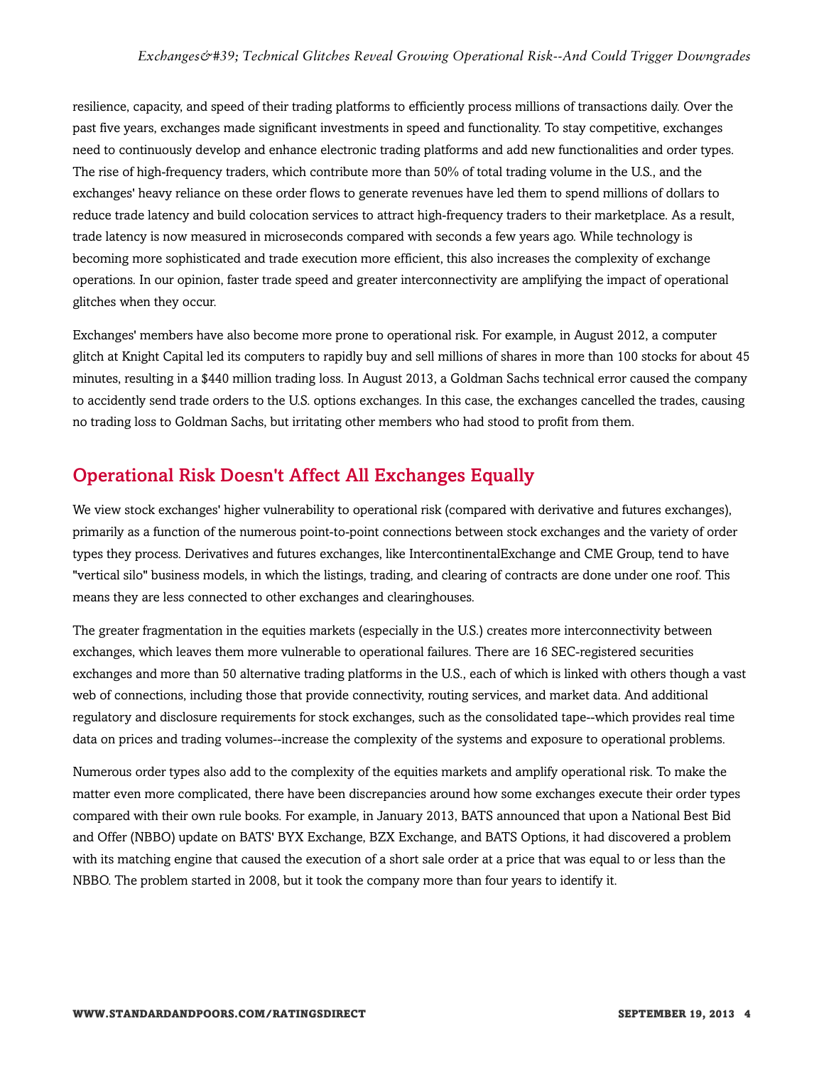resilience, capacity, and speed of their trading platforms to efficiently process millions of transactions daily. Over the past five years, exchanges made significant investments in speed and functionality. To stay competitive, exchanges need to continuously develop and enhance electronic trading platforms and add new functionalities and order types. The rise of high-frequency traders, which contribute more than 50% of total trading volume in the U.S., and the exchanges' heavy reliance on these order flows to generate revenues have led them to spend millions of dollars to reduce trade latency and build colocation services to attract high-frequency traders to their marketplace. As a result, trade latency is now measured in microseconds compared with seconds a few years ago. While technology is becoming more sophisticated and trade execution more efficient, this also increases the complexity of exchange operations. In our opinion, faster trade speed and greater interconnectivity are amplifying the impact of operational glitches when they occur.

Exchanges' members have also become more prone to operational risk. For example, in August 2012, a computer glitch at Knight Capital led its computers to rapidly buy and sell millions of shares in more than 100 stocks for about 45 minutes, resulting in a $440 million trading loss. In August 2013, a Goldman Sachs technical error caused the company to accidently send trade orders to the U.S. options exchanges. In this case, the exchanges cancelled the trades, causing no trading loss to Goldman Sachs, but irritating other members who had stood to profit from them.

## Operational Risk Doesn't Affect All Exchanges Equally

We view stock exchanges' higher vulnerability to operational risk (compared with derivative and futures exchanges), primarily as a function of the numerous point-to-point connections between stock exchanges and the variety of order types they process. Derivatives and futures exchanges, like IntercontinentalExchange and CME Group, tend to have "vertical silo" business models, in which the listings, trading, and clearing of contracts are done under one roof. This means they are less connected to other exchanges and clearinghouses.

The greater fragmentation in the equities markets (especially in the U.S.) creates more interconnectivity between exchanges, which leaves them more vulnerable to operational failures. There are 16 SEC-registered securities exchanges and more than 50 alternative trading platforms in the U.S., each of which is linked with others though a vast web of connections, including those that provide connectivity, routing services, and market data. And additional regulatory and disclosure requirements for stock exchanges, such as the consolidated tape--which provides real time data on prices and trading volumes--increase the complexity of the systems and exposure to operational problems.

Numerous order types also add to the complexity of the equities markets and amplify operational risk. To make the matter even more complicated, there have been discrepancies around how some exchanges execute their order types compared with their own rule books. For example, in January 2013, BATS announced that upon a National Best Bid and Offer (NBBO) update on BATS' BYX Exchange, BZX Exchange, and BATS Options, it had discovered a problem with its matching engine that caused the execution of a short sale order at a price that was equal to or less than the NBBO. The problem started in 2008, but it took the company more than four years to identify it.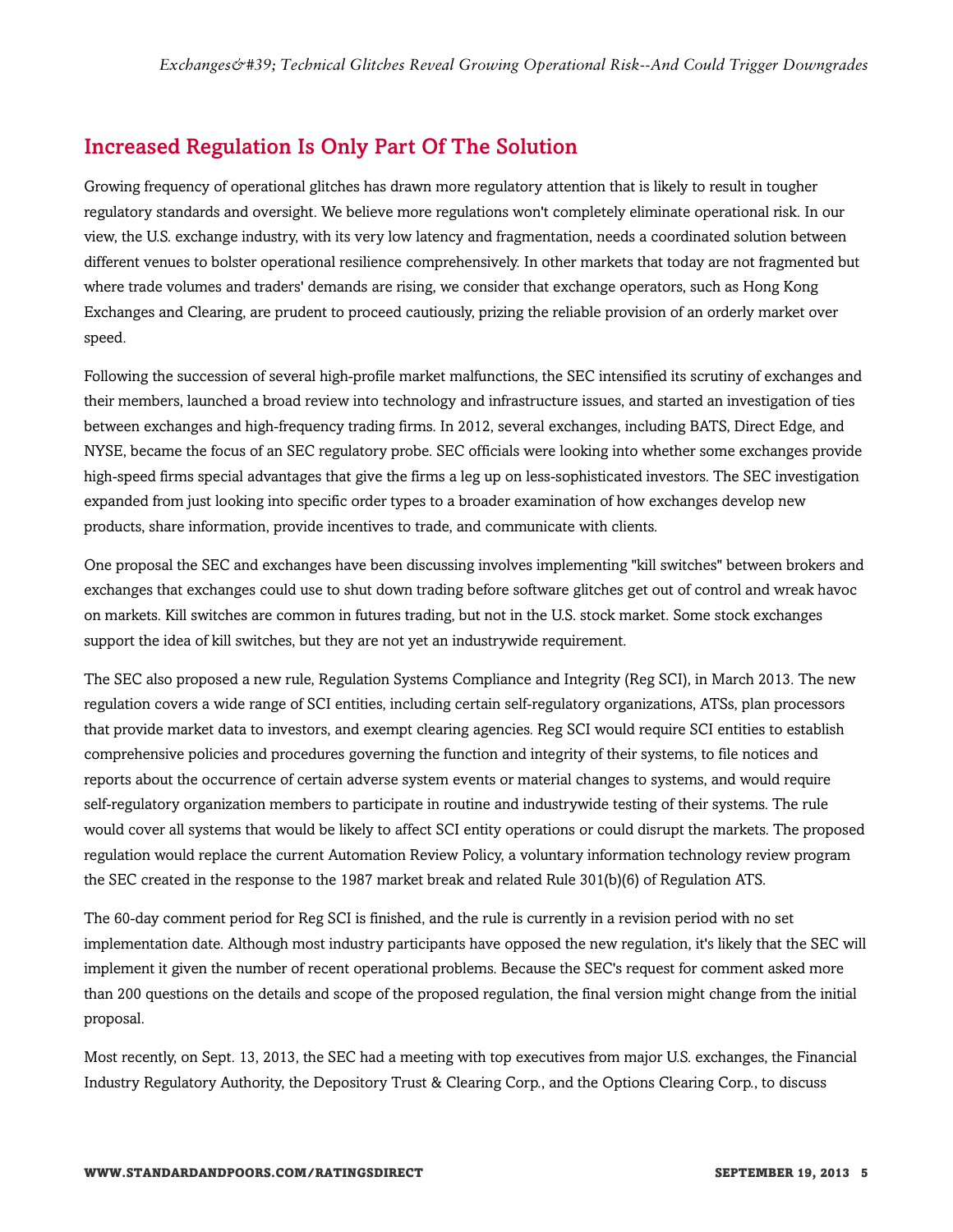## Increased Regulation Is Only Part Of The Solution

Growing frequency of operational glitches has drawn more regulatory attention that is likely to result in tougher regulatory standards and oversight. We believe more regulations won't completely eliminate operational risk. In our view, the U.S. exchange industry, with its very low latency and fragmentation, needs a coordinated solution between different venues to bolster operational resilience comprehensively. In other markets that today are not fragmented but where trade volumes and traders' demands are rising, we consider that exchange operators, such as Hong Kong Exchanges and Clearing, are prudent to proceed cautiously, prizing the reliable provision of an orderly market over speed.

Following the succession of several high-profile market malfunctions, the SEC intensified its scrutiny of exchanges and their members, launched a broad review into technology and infrastructure issues, and started an investigation of ties between exchanges and high-frequency trading firms. In 2012, several exchanges, including BATS, Direct Edge, and NYSE, became the focus of an SEC regulatory probe. SEC officials were looking into whether some exchanges provide high-speed firms special advantages that give the firms a leg up on less-sophisticated investors. The SEC investigation expanded from just looking into specific order types to a broader examination of how exchanges develop new products, share information, provide incentives to trade, and communicate with clients.

One proposal the SEC and exchanges have been discussing involves implementing "kill switches" between brokers and exchanges that exchanges could use to shut down trading before software glitches get out of control and wreak havoc on markets. Kill switches are common in futures trading, but not in the U.S. stock market. Some stock exchanges support the idea of kill switches, but they are not yet an industrywide requirement.

The SEC also proposed a new rule, Regulation Systems Compliance and Integrity (Reg SCI), in March 2013. The new regulation covers a wide range of SCI entities, including certain self-regulatory organizations, ATSs, plan processors that provide market data to investors, and exempt clearing agencies. Reg SCI would require SCI entities to establish comprehensive policies and procedures governing the function and integrity of their systems, to file notices and reports about the occurrence of certain adverse system events or material changes to systems, and would require self-regulatory organization members to participate in routine and industrywide testing of their systems. The rule would cover all systems that would be likely to affect SCI entity operations or could disrupt the markets. The proposed regulation would replace the current Automation Review Policy, a voluntary information technology review program the SEC created in the response to the 1987 market break and related Rule 301(b)(6) of Regulation ATS.

The 60-day comment period for Reg SCI is finished, and the rule is currently in a revision period with no set implementation date. Although most industry participants have opposed the new regulation, it's likely that the SEC will implement it given the number of recent operational problems. Because the SEC's request for comment asked more than 200 questions on the details and scope of the proposed regulation, the final version might change from the initial proposal.

Most recently, on Sept. 13, 2013, the SEC had a meeting with top executives from major U.S. exchanges, the Financial Industry Regulatory Authority, the Depository Trust & Clearing Corp., and the Options Clearing Corp., to discuss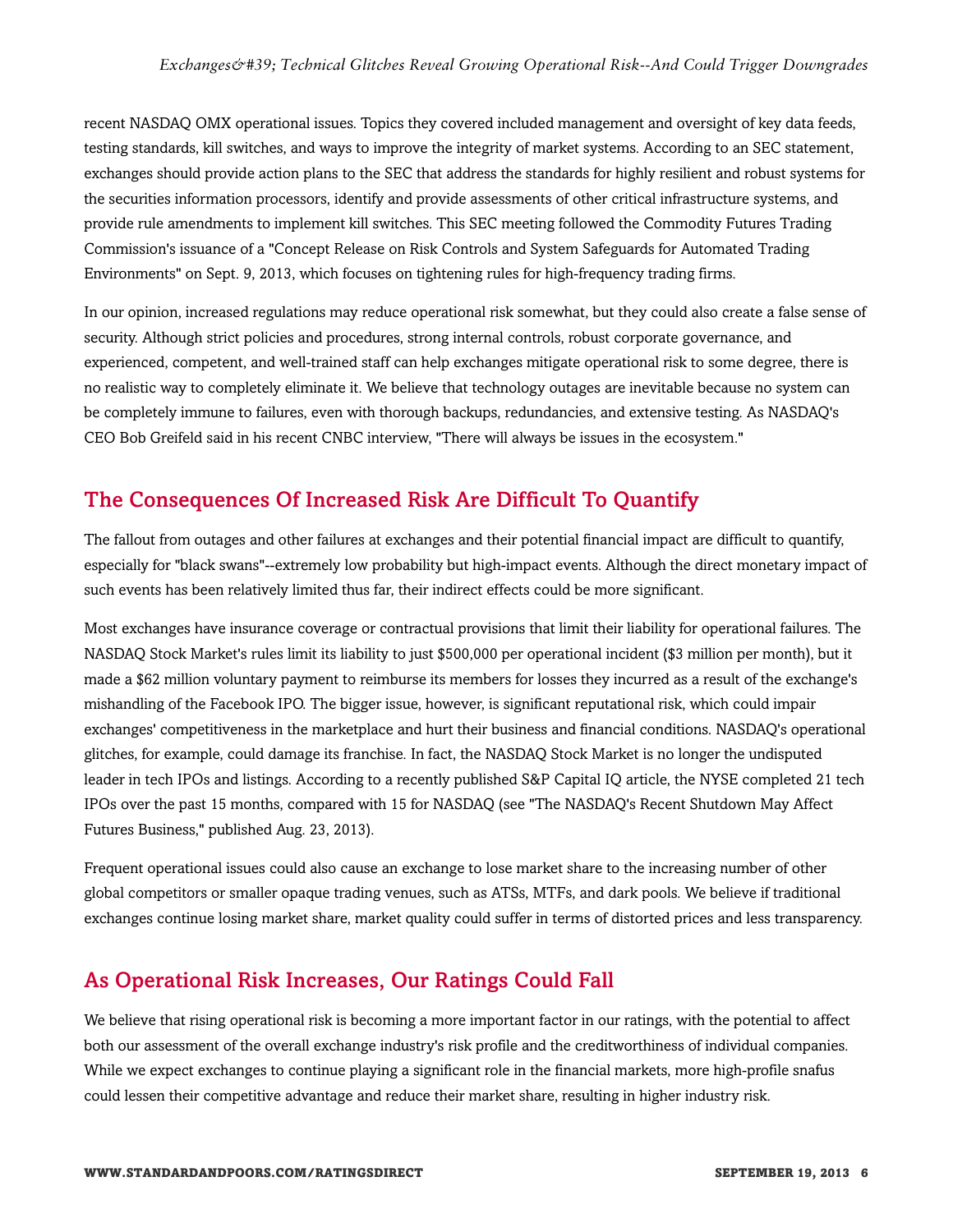recent NASDAQ OMX operational issues. Topics they covered included management and oversight of key data feeds, testing standards, kill switches, and ways to improve the integrity of market systems. According to an SEC statement, exchanges should provide action plans to the SEC that address the standards for highly resilient and robust systems for the securities information processors, identify and provide assessments of other critical infrastructure systems, and provide rule amendments to implement kill switches. This SEC meeting followed the Commodity Futures Trading Commission's issuance of a "Concept Release on Risk Controls and System Safeguards for Automated Trading Environments" on Sept. 9, 2013, which focuses on tightening rules for high-frequency trading firms.

In our opinion, increased regulations may reduce operational risk somewhat, but they could also create a false sense of security. Although strict policies and procedures, strong internal controls, robust corporate governance, and experienced, competent, and well-trained staff can help exchanges mitigate operational risk to some degree, there is no realistic way to completely eliminate it. We believe that technology outages are inevitable because no system can be completely immune to failures, even with thorough backups, redundancies, and extensive testing. As NASDAQ's CEO Bob Greifeld said in his recent CNBC interview, "There will always be issues in the ecosystem."

## The Consequences Of Increased Risk Are Difficult To Quantify

The fallout from outages and other failures at exchanges and their potential financial impact are difficult to quantify, especially for "black swans"--extremely low probability but high-impact events. Although the direct monetary impact of such events has been relatively limited thus far, their indirect effects could be more significant.

Most exchanges have insurance coverage or contractual provisions that limit their liability for operational failures. The NASDAQ Stock Market's rules limit its liability to just $500,000 per operational incident ($3 million per month), but it made a $62 million voluntary payment to reimburse its members for losses they incurred as a result of the exchange's mishandling of the Facebook IPO. The bigger issue, however, is significant reputational risk, which could impair exchanges' competitiveness in the marketplace and hurt their business and financial conditions. NASDAQ's operational glitches, for example, could damage its franchise. In fact, the NASDAQ Stock Market is no longer the undisputed leader in tech IPOs and listings. According to a recently published S&P Capital IQ article, the NYSE completed 21 tech IPOs over the past 15 months, compared with 15 for NASDAQ (see "The NASDAQ's Recent Shutdown May Affect Futures Business," published Aug. 23, 2013).

Frequent operational issues could also cause an exchange to lose market share to the increasing number of other global competitors or smaller opaque trading venues, such as ATSs, MTFs, and dark pools. We believe if traditional exchanges continue losing market share, market quality could suffer in terms of distorted prices and less transparency.

## As Operational Risk Increases, Our Ratings Could Fall

We believe that rising operational risk is becoming a more important factor in our ratings, with the potential to affect both our assessment of the overall exchange industry's risk profile and the creditworthiness of individual companies. While we expect exchanges to continue playing a significant role in the financial markets, more high-profile snafus could lessen their competitive advantage and reduce their market share, resulting in higher industry risk.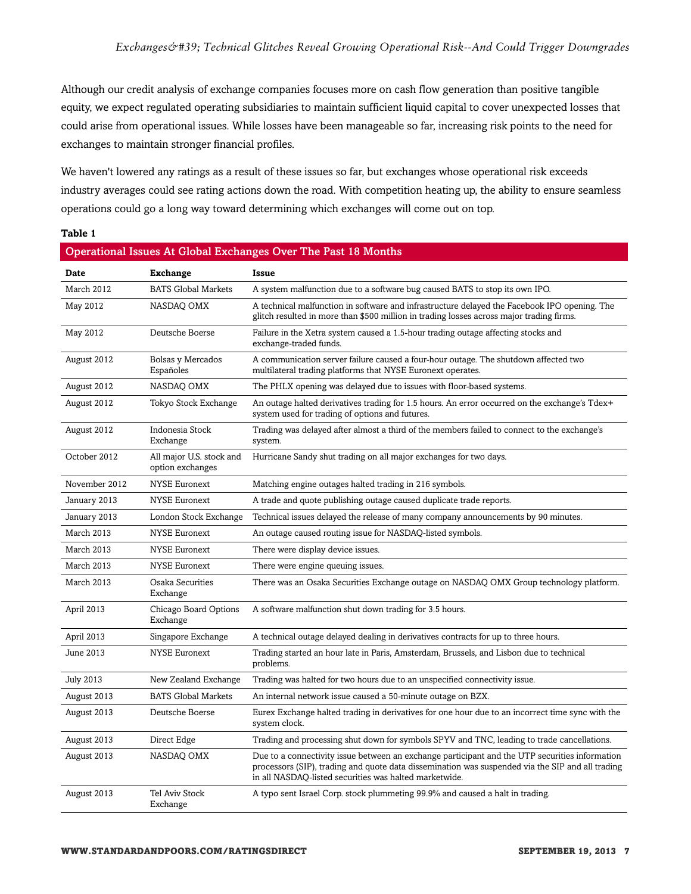Although our credit analysis of exchange companies focuses more on cash flow generation than positive tangible equity, we expect regulated operating subsidiaries to maintain sufficient liquid capital to cover unexpected losses that could arise from operational issues. While losses have been manageable so far, increasing risk points to the need for exchanges to maintain stronger financial profiles.

We haven't lowered any ratings as a result of these issues so far, but exchanges whose operational risk exceeds industry averages could see rating actions down the road. With competition heating up, the ability to ensure seamless operations could go a long way toward determining which exchanges will come out on top.

**Table 1**

| Operational Issues At Global Exchanges Over The Past 18 Months | | |
|---|---|---|
| **Date** | **Exchange** | **Issue** |
| March 2012 | BATS Global Markets | A system malfunction due to a software bug caused BATS to stop its own IPO. |
| May 2012 | NASDAQ OMX | A technical malfunction in software and infrastructure delayed the Facebook IPO opening. The glitch resulted in more than $500 million in trading losses across major trading firms. |
| May 2012 | Deutsche Boerse | Failure in the Xetra system caused a 1.5-hour trading outage affecting stocks and exchange-traded funds. |
| August 2012 | Bolsas y Mercados Españoles | A communication server failure caused a four-hour outage. The shutdown affected two multilateral trading platforms that NYSE Euronext operates. |
| August 2012 | NASDAQ OMX | The PHLX opening was delayed due to issues with floor-based systems. |
| August 2012 | Tokyo Stock Exchange | An outage halted derivatives trading for 1.5 hours. An error occurred on the exchange's Tdex+ system used for trading of options and futures. |
| August 2012 | Indonesia Stock Exchange | Trading was delayed after almost a third of the members failed to connect to the exchange's system. |
| October 2012 | All major U.S. stock and option exchanges | Hurricane Sandy shut trading on all major exchanges for two days. |
| November 2012 | NYSE Euronext | Matching engine outages halted trading in 216 symbols. |
| January 2013 | NYSE Euronext | A trade and quote publishing outage caused duplicate trade reports. |
| January 2013 | London Stock Exchange | Technical issues delayed the release of many company announcements by 90 minutes. |
| March 2013 | NYSE Euronext | An outage caused routing issue for NASDAQ-listed symbols. |
| March 2013 | NYSE Euronext | There were display device issues. |
| March 2013 | NYSE Euronext | There were engine queuing issues. |
| March 2013 | Osaka Securities Exchange | There was an Osaka Securities Exchange outage on NASDAQ OMX Group technology platform. |
| April 2013 | Chicago Board Options Exchange | A software malfunction shut down trading for 3.5 hours. |
| April 2013 | Singapore Exchange | A technical outage delayed dealing in derivatives contracts for up to three hours. |
| June 2013 | NYSE Euronext | Trading started an hour late in Paris, Amsterdam, Brussels, and Lisbon due to technical problems. |
| July 2013 | New Zealand Exchange | Trading was halted for two hours due to an unspecified connectivity issue. |
| August 2013 | BATS Global Markets | An internal network issue caused a 50-minute outage on BZX. |
| August 2013 | Deutsche Boerse | Eurex Exchange halted trading in derivatives for one hour due to an incorrect time sync with the system clock. |
| August 2013 | Direct Edge | Trading and processing shut down for symbols SPYV and TNC, leading to trade cancellations. |
| August 2013 | NASDAQ OMX | Due to a connectivity issue between an exchange participant and the UTP securities information processors (SIP), trading and quote data dissemination was suspended via the SIP and all trading in all NASDAQ-listed securities was halted marketwide. |
| August 2013 | Tel Aviv Stock Exchange | A typo sent Israel Corp. stock plummeting 99.9% and caused a halt in trading. |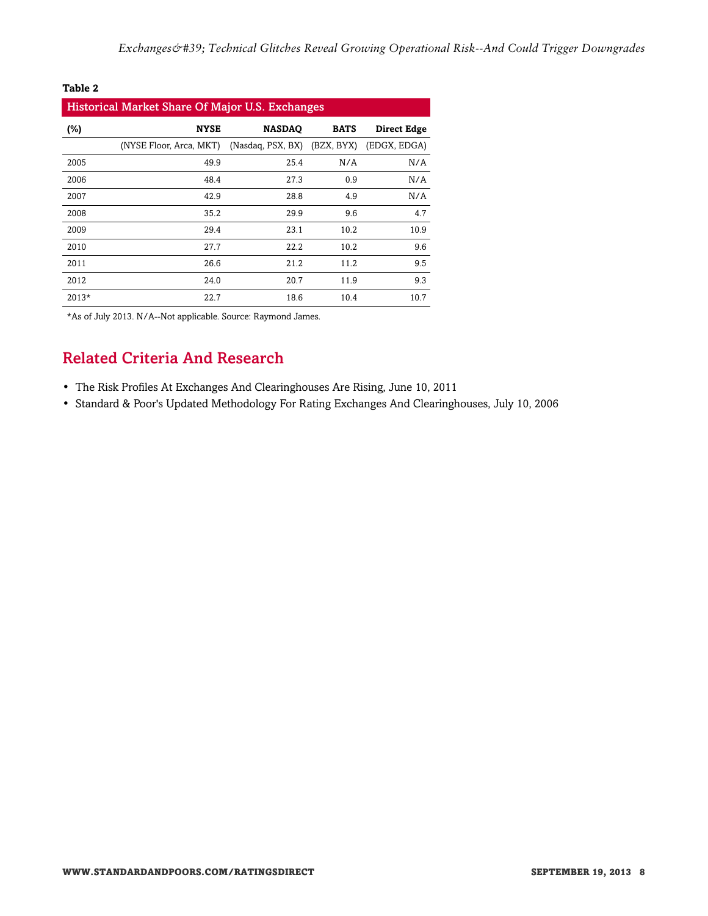**Table 2**

**Historical Market Share Of Major U.S. Exchanges**

| (%) | NYSE | NASDAQ | BATS | Direct Edge |
|---|---|---|---|---|
| | (NYSE Floor, Arca, MKT) | (Nasdaq, PSX, BX) | (BZX, BYX) | (EDGX, EDGA) |
| 2005 | 49.9 | 25.4 | N/A | N/A |
| 2006 | 48.4 | 27.3 | 0.9 | N/A |
| 2007 | 42.9 | 28.8 | 4.9 | N/A |
| 2008 | 35.2 | 29.9 | 9.6 | 4.7 |
| 2009 | 29.4 | 23.1 | 10.2 | 10.9 |
| 2010 | 27.7 | 22.2 | 10.2 | 9.6 |
| 2011 | 26.6 | 21.2 | 11.2 | 9.5 |
| 2012 | 24.0 | 20.7 | 11.9 | 9.3 |
| 2013* | 22.7 | 18.6 | 10.4 | 10.7 |

*As of July 2013. N/A--Not applicable. Source: Raymond James.

## Related Criteria And Research

- The Risk Profiles At Exchanges And Clearinghouses Are Rising, June 10, 2011
- Standard & Poor's Updated Methodology For Rating Exchanges And Clearinghouses, July 10, 2006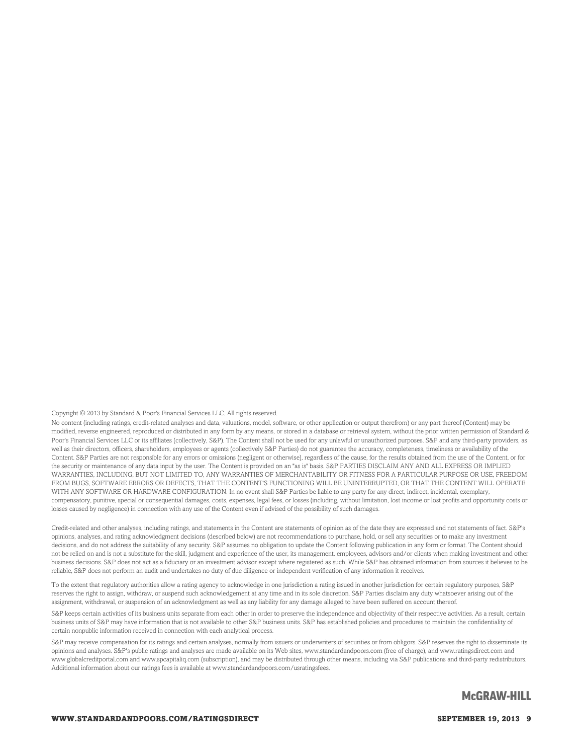Copyright © 2013 by Standard & Poor's Financial Services LLC. All rights reserved.

No content (including ratings, credit-related analyses and data, valuations, model, software, or other application or output therefrom) or any part thereof (Content) may be modified, reverse engineered, reproduced or distributed in any form by any means, or stored in a database or retrieval system, without the prior written permission of Standard & Poor's Financial Services LLC or its affiliates (collectively, S&P). The Content shall not be used for any unlawful or unauthorized purposes. S&P and any third-party providers, as well as their directors, officers, shareholders, employees or agents (collectively S&P Parties) do not guarantee the accuracy, completeness, timeliness or availability of the Content. S&P Parties are not responsible for any errors or omissions (negligent or otherwise), regardless of the cause, for the results obtained from the use of the Content, or for the security or maintenance of any data input by the user. The Content is provided on an "as is" basis. S&P PARTIES DISCLAIM ANY AND ALL EXPRESS OR IMPLIED WARRANTIES, INCLUDING, BUT NOT LIMITED TO, ANY WARRANTIES OF MERCHANTABILITY OR FITNESS FOR A PARTICULAR PURPOSE OR USE, FREEDOM FROM BUGS, SOFTWARE ERRORS OR DEFECTS, THAT THE CONTENT'S FUNCTIONING WILL BE UNINTERRUPTED, OR THAT THE CONTENT WILL OPERATE WITH ANY SOFTWARE OR HARDWARE CONFIGURATION. In no event shall S&P Parties be liable to any party for any direct, indirect, incidental, exemplary, compensatory, punitive, special or consequential damages, costs, expenses, legal fees, or losses (including, without limitation, lost income or lost profits and opportunity costs or losses caused by negligence) in connection with any use of the Content even if advised of the possibility of such damages.

Credit-related and other analyses, including ratings, and statements in the Content are statements of opinion as of the date they are expressed and not statements of fact. S&P's opinions, analyses, and rating acknowledgment decisions (described below) are not recommendations to purchase, hold, or sell any securities or to make any investment decisions, and do not address the suitability of any security. S&P assumes no obligation to update the Content following publication in any form or format. The Content should not be relied on and is not a substitute for the skill, judgment and experience of the user, its management, employees, advisors and/or clients when making investment and other business decisions. S&P does not act as a fiduciary or an investment advisor except where registered as such. While S&P has obtained information from sources it believes to be reliable, S&P does not perform an audit and undertakes no duty of due diligence or independent verification of any information it receives.

To the extent that regulatory authorities allow a rating agency to acknowledge in one jurisdiction a rating issued in another jurisdiction for certain regulatory purposes, S&P reserves the right to assign, withdraw, or suspend such acknowledgement at any time and in its sole discretion. S&P Parties disclaim any duty whatsoever arising out of the assignment, withdrawal, or suspension of an acknowledgment as well as any liability for any damage alleged to have been suffered on account thereof.

S&P keeps certain activities of its business units separate from each other in order to preserve the independence and objectivity of their respective activities. As a result, certain business units of S&P may have information that is not available to other S&P business units. S&P has established policies and procedures to maintain the confidentiality of certain nonpublic information received in connection with each analytical process.

S&P may receive compensation for its ratings and certain analyses, normally from issuers or underwriters of securities or from obligors. S&P reserves the right to disseminate its opinions and analyses. S&P's public ratings and analyses are made available on its Web sites, www.standardandpoors.com (free of charge), and www.ratingsdirect.com and www.globalcreditportal.com and www.spcapitaliq.com (subscription), and may be distributed through other means, including via S&P publications and third-party redistributors. Additional information about our ratings fees is available at www.standardandpoors.com/usratingsfees.

**McGRAW-HILL**